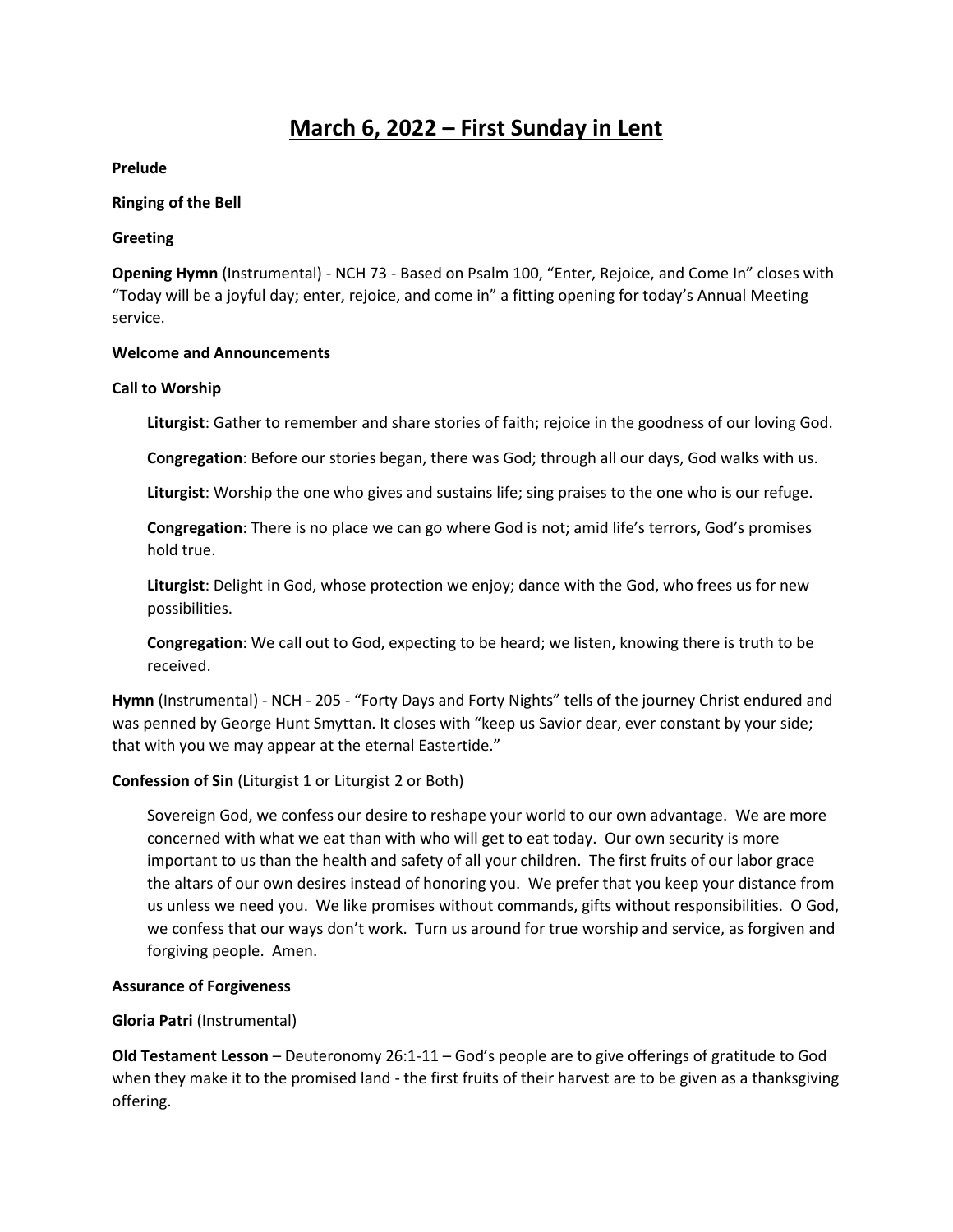# March 6, 2022 – First Sunday in Lent

**Prelude**

**Ringing of the Bell**

**Greeting**

**Opening Hymn** (Instrumental) - NCH 73 - Based on Psalm 100, "Enter, Rejoice, and Come In" closes with "Today will be a joyful day; enter, rejoice, and come in" a fitting opening for today's Annual Meeting service.

**Welcome and Announcements**

**Call to Worship**

> **Liturgist**: Gather to remember and share stories of faith; rejoice in the goodness of our loving God.
>
> **Congregation**: Before our stories began, there was God; through all our days, God walks with us.
>
> **Liturgist**: Worship the one who gives and sustains life; sing praises to the one who is our refuge.
>
> **Congregation**: There is no place we can go where God is not; amid life's terrors, God's promises hold true.
>
> **Liturgist**: Delight in God, whose protection we enjoy; dance with the God, who frees us for new possibilities.
>
> **Congregation**: We call out to God, expecting to be heard; we listen, knowing there is truth to be received.

**Hymn** (Instrumental) - NCH - 205 - "Forty Days and Forty Nights" tells of the journey Christ endured and was penned by George Hunt Smyttan. It closes with "keep us Savior dear, ever constant by your side; that with you we may appear at the eternal Eastertide."

**Confession of Sin** (Liturgist 1 or Liturgist 2 or Both)

> Sovereign God, we confess our desire to reshape your world to our own advantage. We are more concerned with what we eat than with who will get to eat today. Our own security is more important to us than the health and safety of all your children. The first fruits of our labor grace the altars of our own desires instead of honoring you. We prefer that you keep your distance from us unless we need you. We like promises without commands, gifts without responsibilities. O God, we confess that our ways don't work. Turn us around for true worship and service, as forgiven and forgiving people. Amen.

**Assurance of Forgiveness**

**Gloria Patri** (Instrumental)

**Old Testament Lesson** – Deuteronomy 26:1-11 – God's people are to give offerings of gratitude to God when they make it to the promised land - the first fruits of their harvest are to be given as a thanksgiving offering.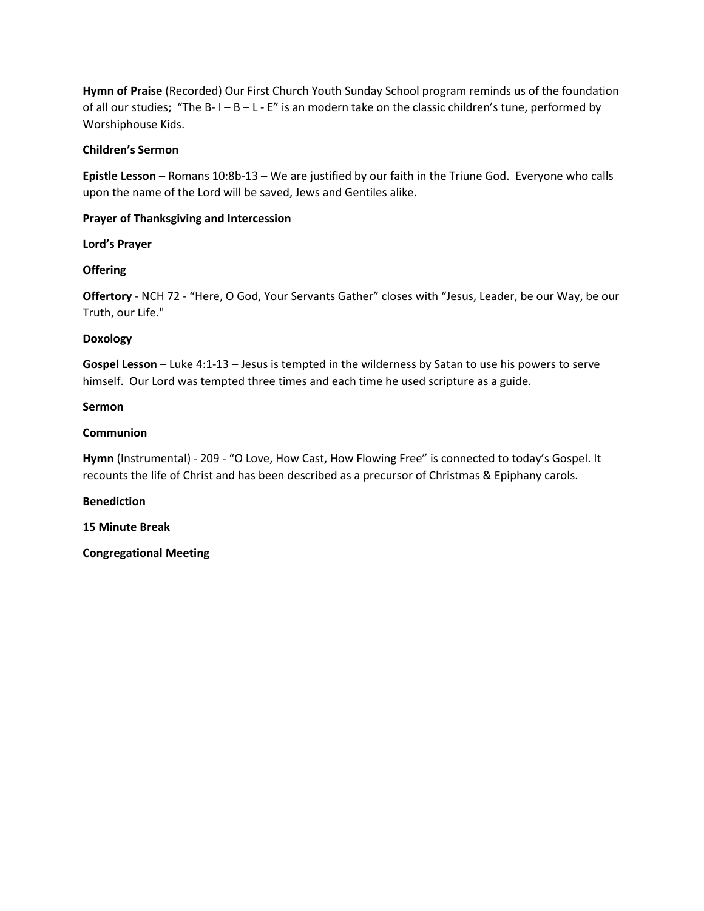**Hymn of Praise** (Recorded) Our First Church Youth Sunday School program reminds us of the foundation of all our studies; "The B- I – B – L - E" is an modern take on the classic children's tune, performed by Worshiphouse Kids.

**Children's Sermon**

**Epistle Lesson** – Romans 10:8b-13 – We are justified by our faith in the Triune God. Everyone who calls upon the name of the Lord will be saved, Jews and Gentiles alike.

**Prayer of Thanksgiving and Intercession**

**Lord's Prayer**

**Offering**

**Offertory** - NCH 72 - "Here, O God, Your Servants Gather" closes with "Jesus, Leader, be our Way, be our Truth, our Life."

**Doxology**

**Gospel Lesson** – Luke 4:1-13 – Jesus is tempted in the wilderness by Satan to use his powers to serve himself. Our Lord was tempted three times and each time he used scripture as a guide.

**Sermon**

**Communion**

**Hymn** (Instrumental) - 209 - "O Love, How Cast, How Flowing Free" is connected to today's Gospel. It recounts the life of Christ and has been described as a precursor of Christmas & Epiphany carols.

**Benediction**

**15 Minute Break**

**Congregational Meeting**